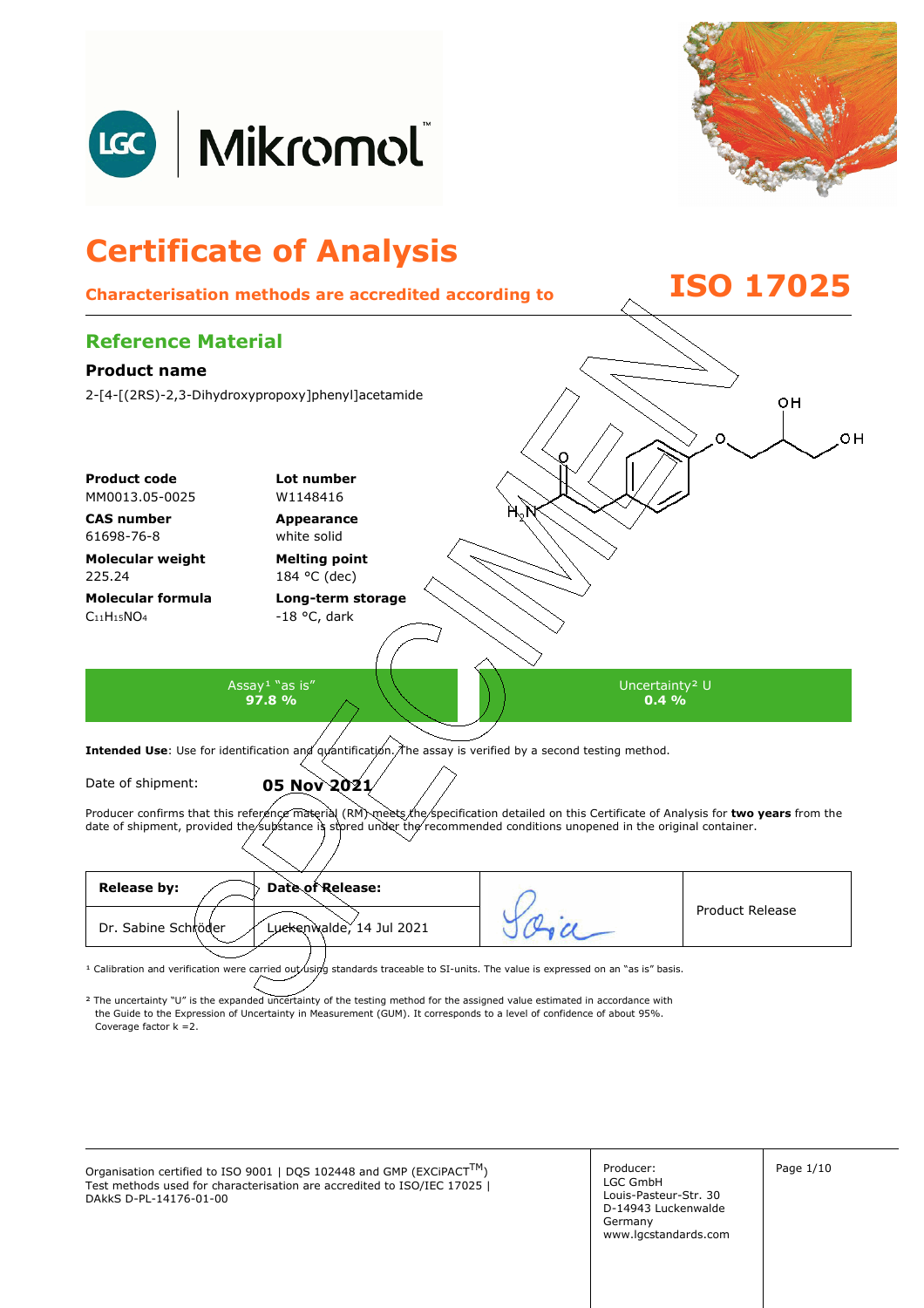# Certificate of Analysis

**Characterisation methods are accredited according to ISO 17025**

## Reference Material

### Product name

2-[4-[(2RS)-2,3-Dihydroxypropoxy]phenyl]acetamide

**Product code**
MM0013.05-0025

**Lot number**
W1148416

**CAS number**
61698-76-8

**Appearance**
white solid

**Molecular weight**
225.24

**Melting point**
184 °C (dec)

**Molecular formula**
$C_{11}H_{15}NO_4$

**Long-term storage**
-18 °C, dark

| Assay[1] "as is" | Uncertainty[2] U |
|---|---|
| **97.8 %** | **0.4 %** |

**Intended Use**: Use for identification and quantification. The assay is verified by a second testing method.

Date of shipment: **05 Nov 2021**

Producer confirms that this reference material (RM) meets the specification detailed on this Certificate of Analysis for **two years** from the date of shipment, provided the substance is stored under the recommended conditions unopened in the original container.

| **Release by:** | **Date of Release:** | | Product Release |
|---|---|---|---|
| Dr. Sabine Schröder | Luckenwalde, 14 Jul 2021 | | |

[1] Calibration and verification were carried out using standards traceable to SI-units. The value is expressed on an "as is" basis.

[2] The uncertainty "U" is the expanded uncertainty of the testing method for the assigned value estimated in accordance with the Guide to the Expression of Uncertainty in Measurement (GUM). It corresponds to a level of confidence of about 95%. Coverage factor k =2.

Organisation certified to ISO 9001 | DQS 102448 and GMP (EXCiPACT™)
Test methods used for characterisation are accredited to ISO/IEC 17025 | DAkkS D-PL-14176-01-00

Producer:
LGC GmbH
Louis-Pasteur-Str. 30
D-14943 Luckenwalde
Germany
www.lgcstandards.com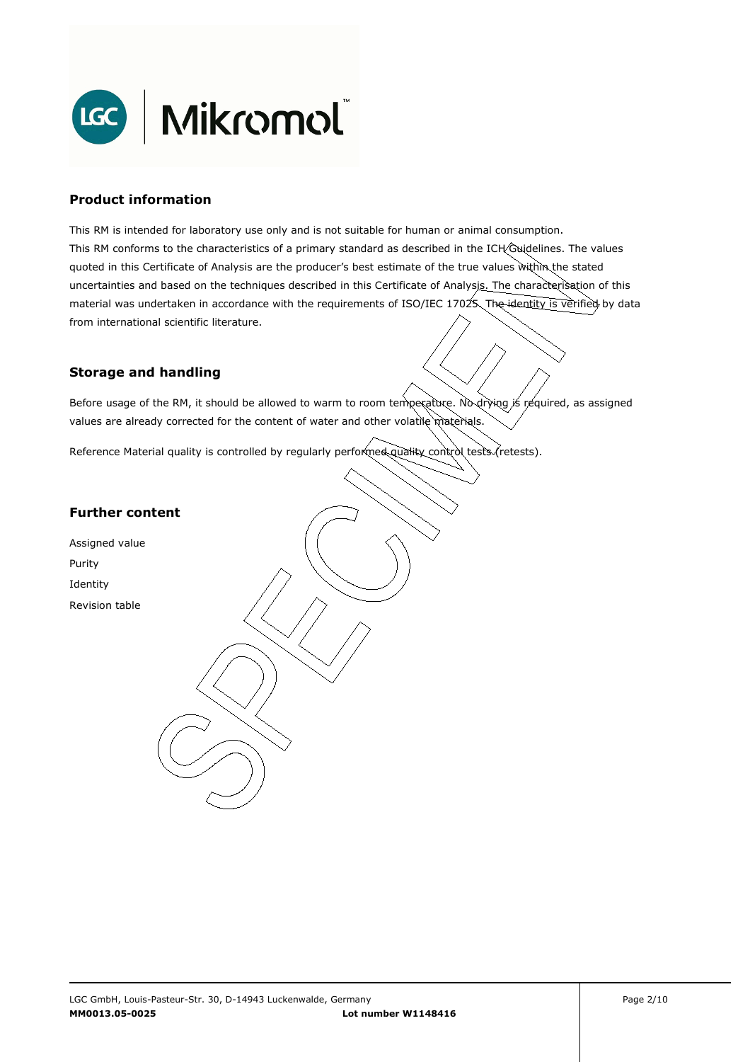## Product information

This RM is intended for laboratory use only and is not suitable for human or animal consumption.
This RM conforms to the characteristics of a primary standard as described in the ICH Guidelines. The values quoted in this Certificate of Analysis are the producer's best estimate of the true values within the stated uncertainties and based on the techniques described in this Certificate of Analysis. The characterisation of this material was undertaken in accordance with the requirements of ISO/IEC 17025. The identity is verified by data from international scientific literature.

## Storage and handling

Before usage of the RM, it should be allowed to warm to room temperature. No drying is required, as assigned values are already corrected for the content of water and other volatile materials.

Reference Material quality is controlled by regularly performed quality control tests (retests).

## Further content

Assigned value
Purity
Identity
Revision table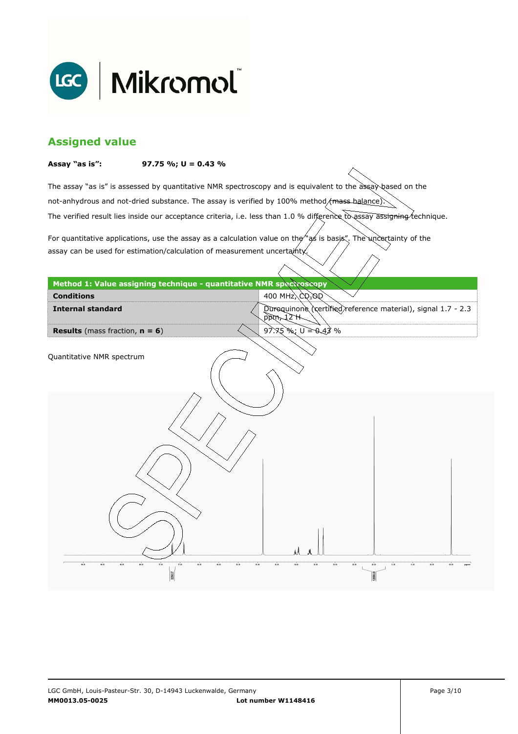## Assigned value

**Assay "as is":** **97.75 %; U = 0.43 %**

The assay "as is" is assessed by quantitative NMR spectroscopy and is equivalent to the assay based on the not-anhydrous and not-dried substance. The assay is verified by 100% method (mass balance).
The verified result lies inside our acceptance criteria, i.e. less than 1.0 % difference to assay assigning technique.

For quantitative applications, use the assay as a calculation value on the "as is basis". The uncertainty of the assay can be used for estimation/calculation of measurement uncertainty.

| Method 1: Value assigning technique - quantitative NMR spectroscopy | |
|---|---|
| **Conditions** | 400 MHz, $CD_3OD$ |
| **Internal standard** | Duroquinone (certified reference material), signal 1.7 - 2.3 ppm, 12 H |
| **Results** (mass fraction, **n = 6**) | 97.75 %; U = 0.43 % |

Quantitative NMR spectrum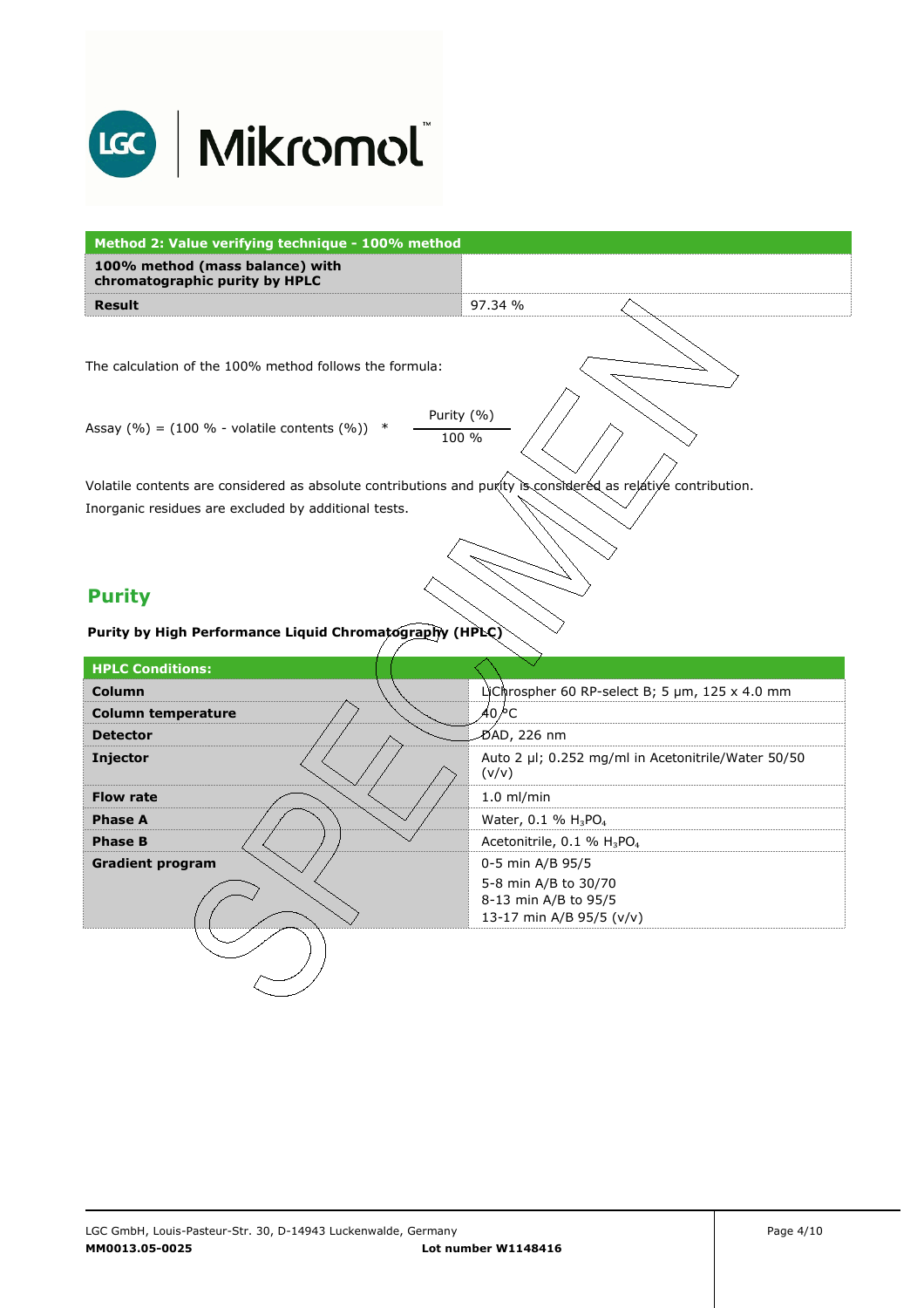| Method 2: Value verifying technique - 100% method | |
|---|---|
| **100% method (mass balance) with chromatographic purity by HPLC** | |
| **Result** | 97.34 % |

The calculation of the 100% method follows the formula:

$$\text{Assay (\%)} = (100\ \% - \text{volatile contents (\%)}) \ast \frac{\text{Purity (\%)}}{100\ \%}$$

Volatile contents are considered as absolute contributions and purity is considered as relative contribution.
Inorganic residues are excluded by additional tests.

## Purity

**Purity by High Performance Liquid Chromatography (HPLC)**

| HPLC Conditions: | |
|---|---|
| **Column** | LiChrospher 60 RP-select B; 5 µm, 125 x 4.0 mm |
| **Column temperature** | 40 °C |
| **Detector** | DAD, 226 nm |
| **Injector** | Auto 2 µl; 0.252 mg/ml in Acetonitrile/Water 50/50 (v/v) |
| **Flow rate** | 1.0 ml/min |
| **Phase A** | Water, 0.1 % $H_3PO_4$ |
| **Phase B** | Acetonitrile, 0.1 % $H_3PO_4$ |
| **Gradient program** | 0-5 min A/B 95/5<br>5-8 min A/B to 30/70<br>8-13 min A/B to 95/5<br>13-17 min A/B 95/5 (v/v) |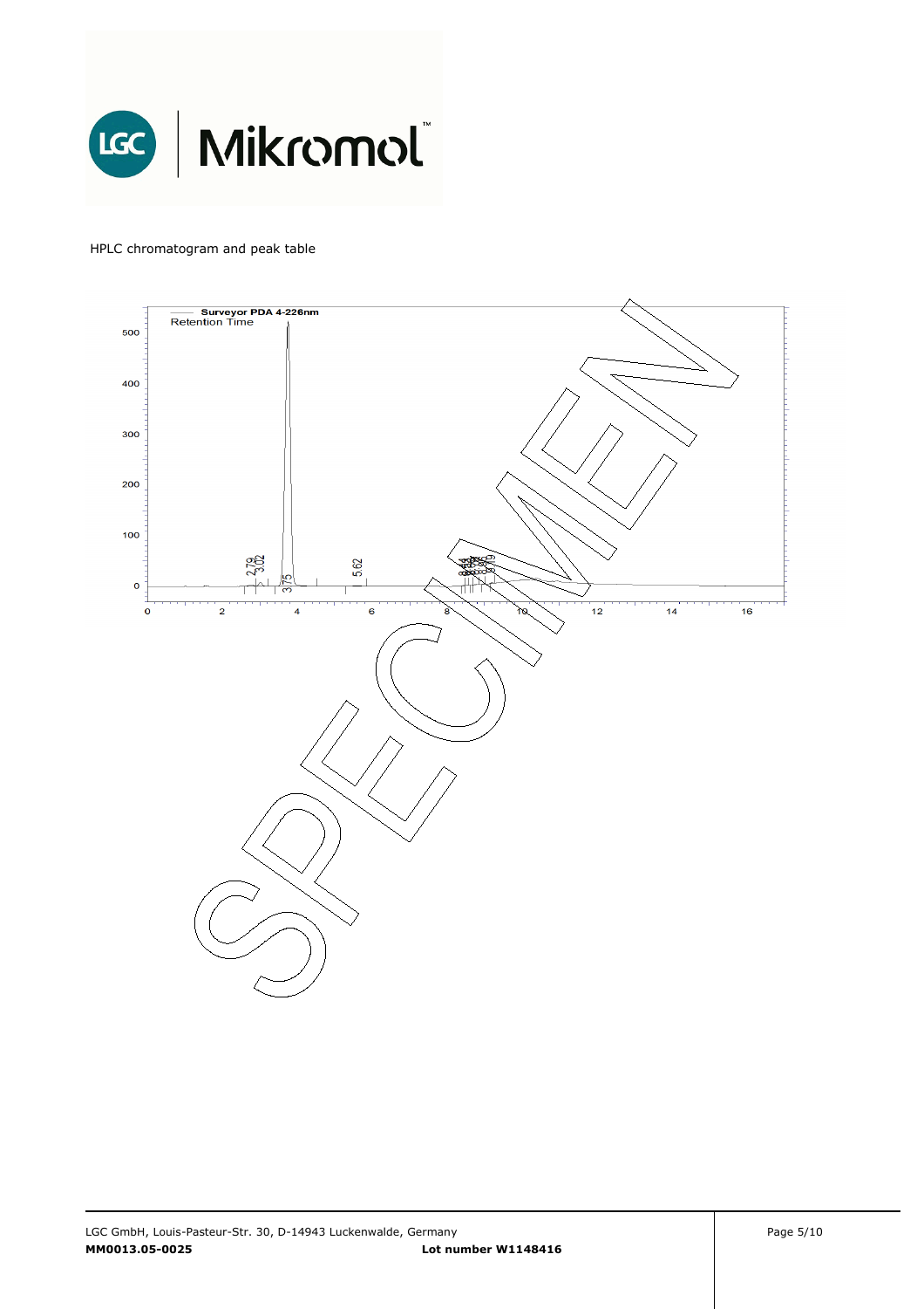HPLC chromatogram and peak table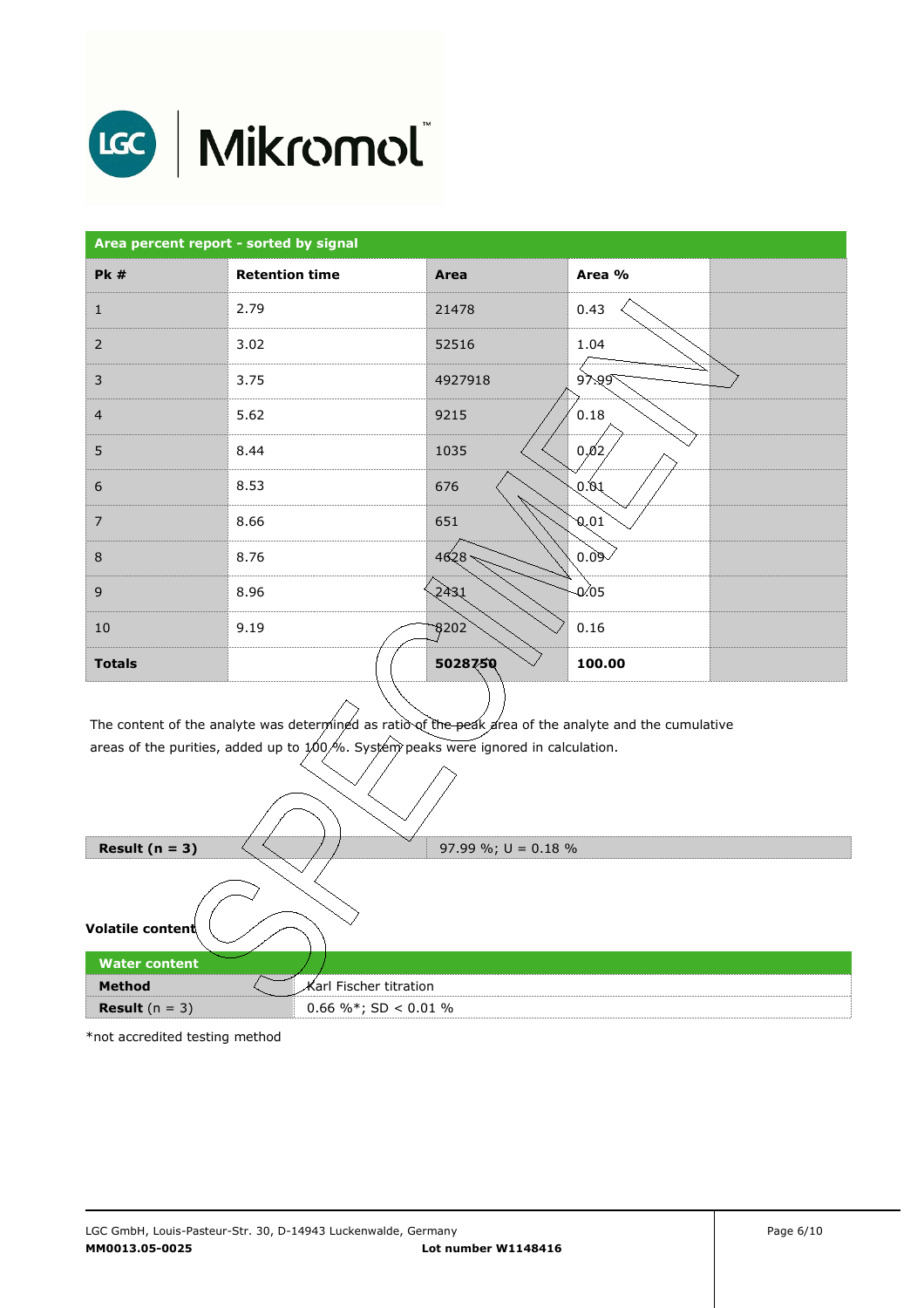## Area percent report - sorted by signal

| Pk # | Retention time | Area | Area % | |
|---|---|---|---|---|
| 1 | 2.79 | 21478 | 0.43 | |
| 2 | 3.02 | 52516 | 1.04 | |
| 3 | 3.75 | 4927918 | 97.99 | |
| 4 | 5.62 | 9215 | 0.18 | |
| 5 | 8.44 | 1035 | 0.02 | |
| 6 | 8.53 | 676 | 0.01 | |
| 7 | 8.66 | 651 | 0.01 | |
| 8 | 8.76 | 4628 | 0.09 | |
| 9 | 8.96 | 2431 | 0.05 | |
| 10 | 9.19 | 8202 | 0.16 | |
| **Totals** | | **5028750** | **100.00** | |

The content of the analyte was determined as ratio of the peak area of the analyte and the cumulative areas of the purities, added up to 100 %. System peaks were ignored in calculation.

| **Result (n = 3)** | 97.99 %; U = 0.18 % |
|---|---|

**Volatile content**

| **Water content** | |
|---|---|
| **Method** | Karl Fischer titration |
| **Result** (n = 3) | 0.66 %*; SD < 0.01 % |

*not accredited testing method

LGC GmbH, Louis-Pasteur-Str. 30, D-14943 Luckenwalde, Germany
**MM0013.05-0025** **Lot number W1148416**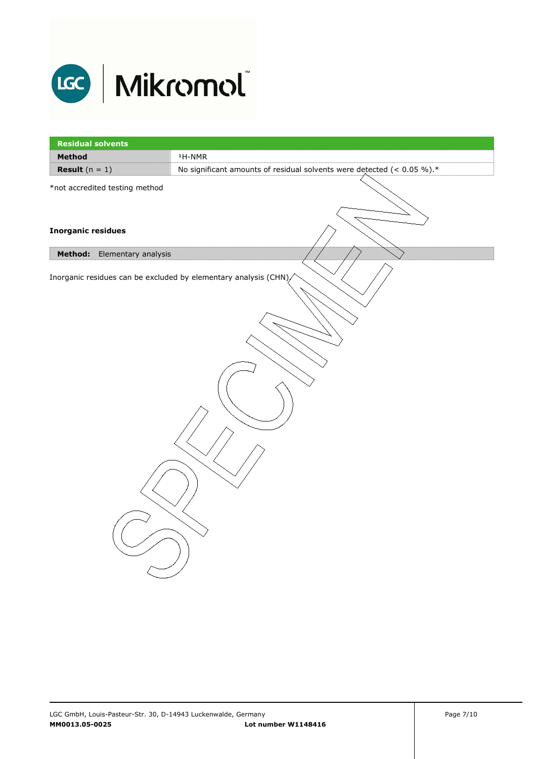| Residual solvents | |
|---|---|
| **Method** | $^{1}$H-NMR |
| **Result** (n = 1) | No significant amounts of residual solvents were detected (< 0.05 %).* |

*not accredited testing method

**Inorganic residues**

| **Method:** Elementary analysis |
|---|

Inorganic residues can be excluded by elementary analysis (CHN).

SPECIMEN

LGC GmbH, Louis-Pasteur-Str. 30, D-14943 Luckenwalde, Germany
**MM0013.05-0025** **Lot number W1148416**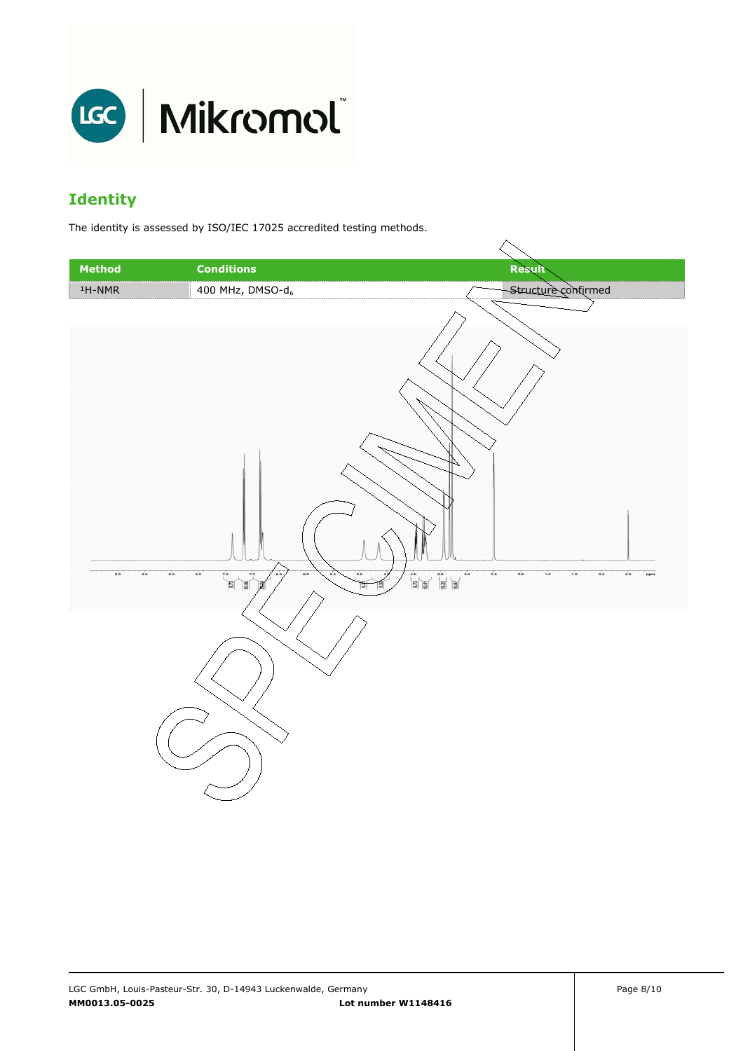## Identity

The identity is assessed by ISO/IEC 17025 accredited testing methods.

| Method | Conditions | Result |
|---|---|---|
| $^{1}$H-NMR | 400 MHz, DMSO-$d_6$ | Structure confirmed |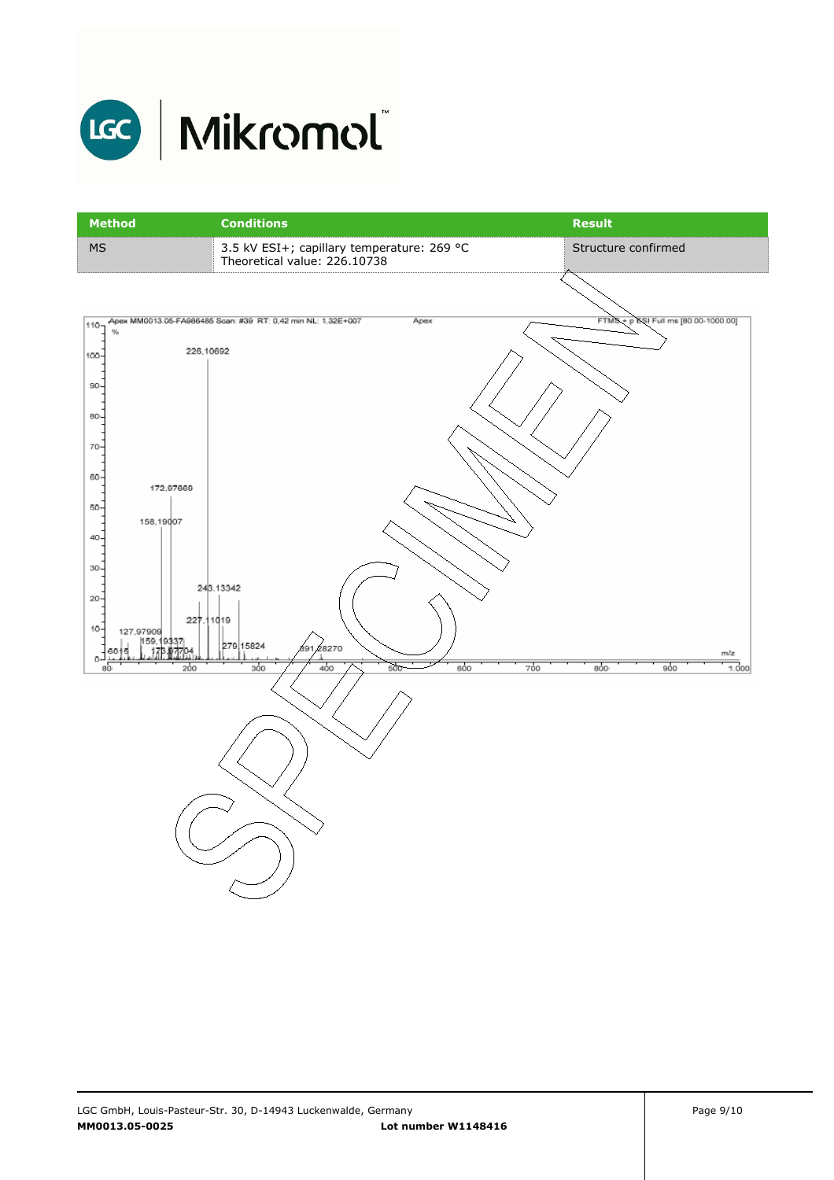| Method | Conditions | Result |
| --- | --- | --- |
| MS | 3.5 kV ESI+; capillary temperature: 269 °C<br>Theoretical value: 226.10738 | Structure confirmed |

Apex MM0013.05-FA986486 Scan: #39 RT: 0,42 min NL: 1,32E+007 Apex FTMS + p ESI Full ms [80.00-1000.00]

SPECIMEN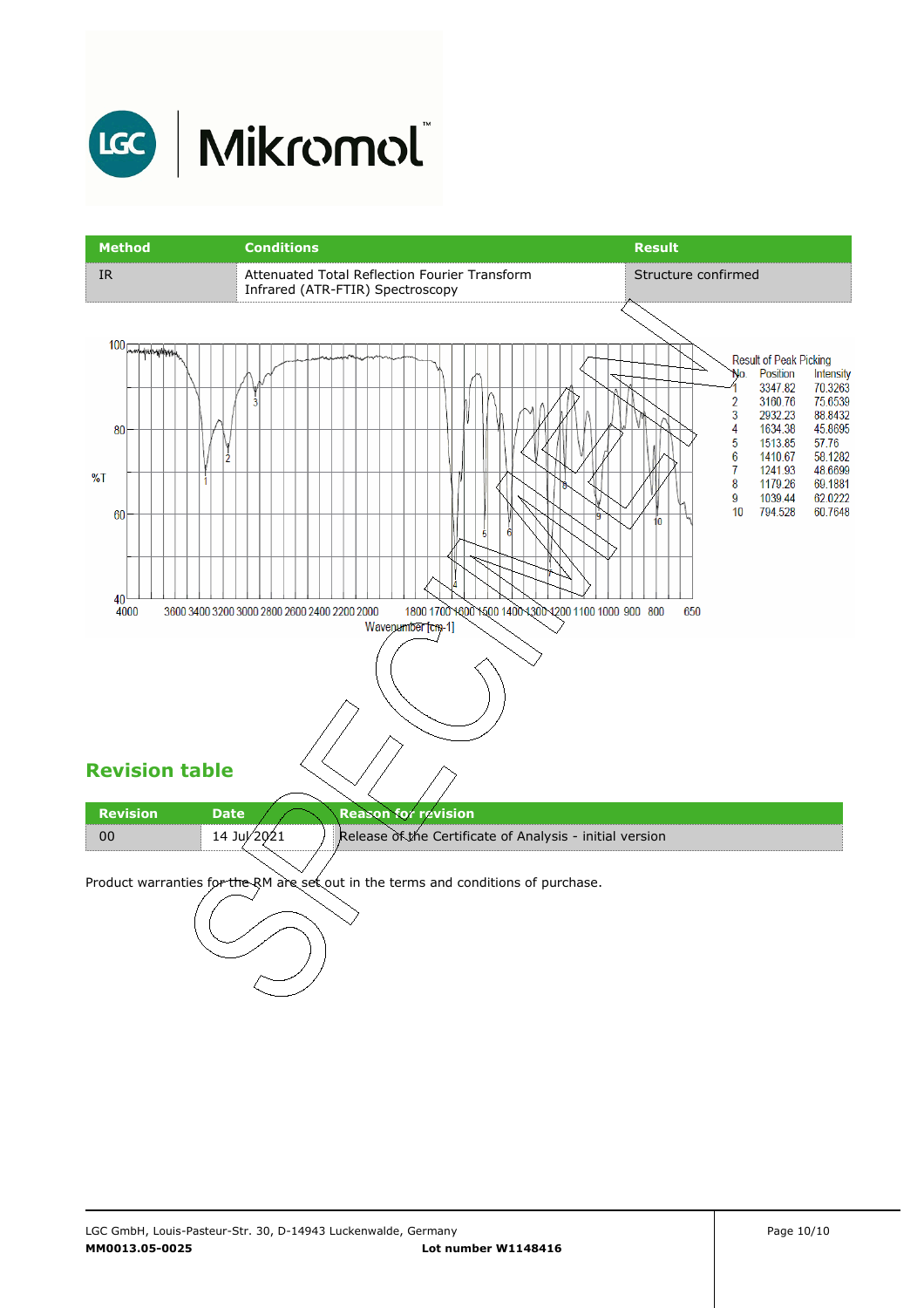| Method | Conditions | Result |
| --- | --- | --- |
| IR | Attenuated Total Reflection Fourier Transform Infrared (ATR-FTIR) Spectroscopy | Structure confirmed |

100
80
%T
60
40
4000 3600 3400 3200 3000 2800 2600 2400 2200 2000 1800 1700 1600 1500 1400 1300 1200 1100 1000 900 800 650
Wavenumber [cm-1]

Result of Peak Picking

No. Position Intensity
1 3347.82 70.3263
2 3160.76 75.6539
3 2932.23 88.8432
4 1634.38 45.8695
5 1513.85 57.76
6 1410.67 58.1282
7 1241.93 48.6699
8 1179.26 69.1881
9 1039.44 62.0222
10 794.528 60.7648

## Revision table

| Revision | Date | Reason for revision |
| --- | --- | --- |
| 00 | 14 Jul 2021 | Release of the Certificate of Analysis - initial version |

Product warranties for the RM are set out in the terms and conditions of purchase.

LGC GmbH, Louis-Pasteur-Str. 30, D-14943 Luckenwalde, Germany

**MM0013.05-0025** **Lot number W1148416**